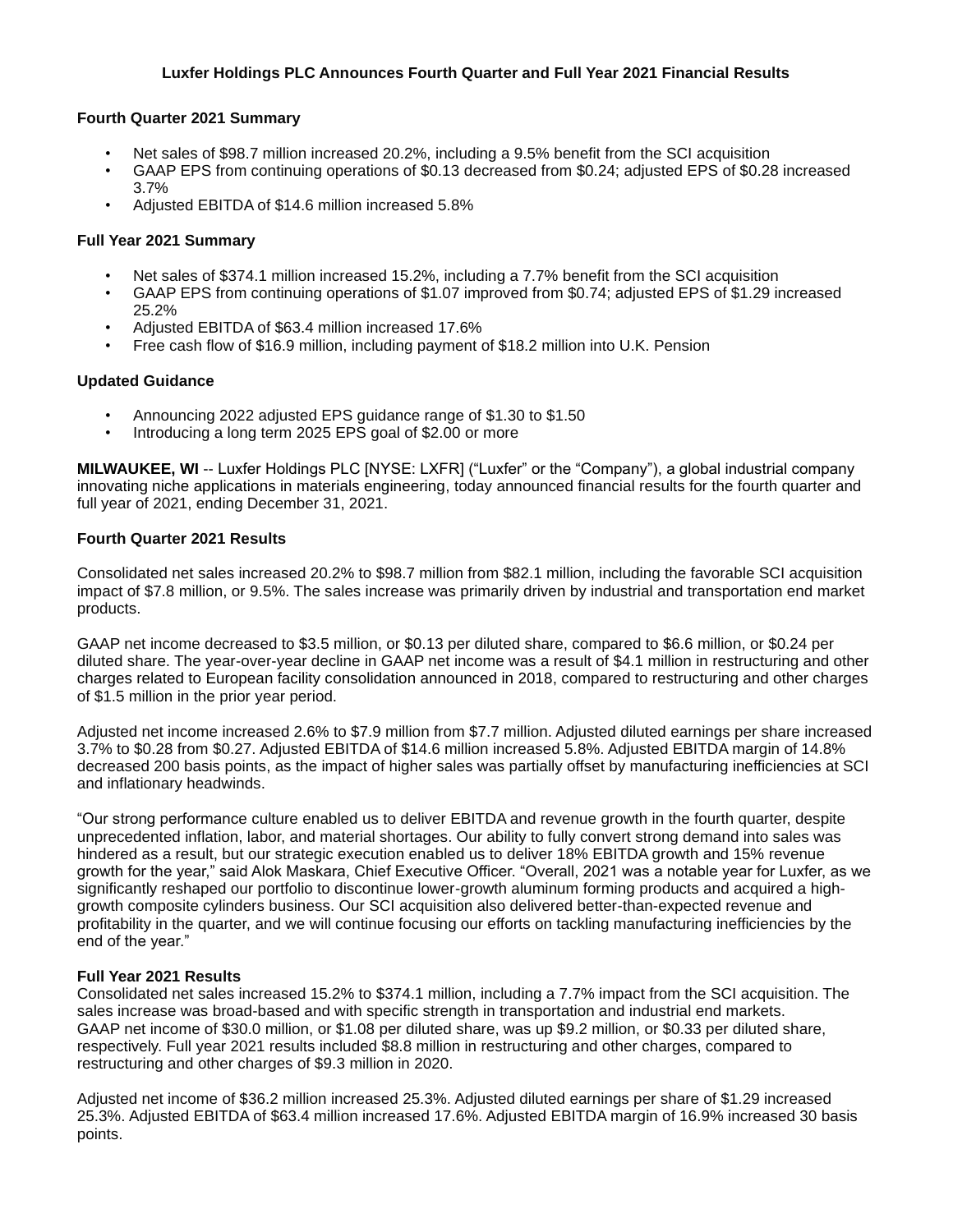# Luxfer Holdings PLC Announces Fourth Quarter and Full Year 2021 Financial Results

### Fourth Quarter 2021 Summary

- Net sales of $98.7 million increased 20.2%, including a 9.5% benefit from the SCI acquisition
- GAAP EPS from continuing operations of $0.13 decreased from $0.24; adjusted EPS of $0.28 increased 3.7%
- Adjusted EBITDA of $14.6 million increased 5.8%

### Full Year 2021 Summary

- Net sales of $374.1 million increased 15.2%, including a 7.7% benefit from the SCI acquisition
- GAAP EPS from continuing operations of $1.07 improved from $0.74; adjusted EPS of $1.29 increased 25.2%
- Adjusted EBITDA of $63.4 million increased 17.6%
- Free cash flow of $16.9 million, including payment of $18.2 million into U.K. Pension

### Updated Guidance

- Announcing 2022 adjusted EPS guidance range of $1.30 to $1.50
- Introducing a long term 2025 EPS goal of $2.00 or more

**MILWAUKEE, WI** -- Luxfer Holdings PLC [NYSE: LXFR] ("Luxfer" or the "Company"), a global industrial company innovating niche applications in materials engineering, today announced financial results for the fourth quarter and full year of 2021, ending December 31, 2021.

### Fourth Quarter 2021 Results

Consolidated net sales increased 20.2% to $98.7 million from $82.1 million, including the favorable SCI acquisition impact of $7.8 million, or 9.5%. The sales increase was primarily driven by industrial and transportation end market products.

GAAP net income decreased to $3.5 million, or $0.13 per diluted share, compared to $6.6 million, or $0.24 per diluted share. The year-over-year decline in GAAP net income was a result of $4.1 million in restructuring and other charges related to European facility consolidation announced in 2018, compared to restructuring and other charges of $1.5 million in the prior year period.

Adjusted net income increased 2.6% to $7.9 million from $7.7 million. Adjusted diluted earnings per share increased 3.7% to $0.28 from $0.27. Adjusted EBITDA of $14.6 million increased 5.8%. Adjusted EBITDA margin of 14.8% decreased 200 basis points, as the impact of higher sales was partially offset by manufacturing inefficiencies at SCI and inflationary headwinds.

"Our strong performance culture enabled us to deliver EBITDA and revenue growth in the fourth quarter, despite unprecedented inflation, labor, and material shortages. Our ability to fully convert strong demand into sales was hindered as a result, but our strategic execution enabled us to deliver 18% EBITDA growth and 15% revenue growth for the year," said Alok Maskara, Chief Executive Officer. "Overall, 2021 was a notable year for Luxfer, as we significantly reshaped our portfolio to discontinue lower-growth aluminum forming products and acquired a high-growth composite cylinders business. Our SCI acquisition also delivered better-than-expected revenue and profitability in the quarter, and we will continue focusing our efforts on tackling manufacturing inefficiencies by the end of the year."

### Full Year 2021 Results

Consolidated net sales increased 15.2% to $374.1 million, including a 7.7% impact from the SCI acquisition. The sales increase was broad-based and with specific strength in transportation and industrial end markets.
GAAP net income of $30.0 million, or $1.08 per diluted share, was up $9.2 million, or $0.33 per diluted share, respectively. Full year 2021 results included $8.8 million in restructuring and other charges, compared to restructuring and other charges of $9.3 million in 2020.

Adjusted net income of $36.2 million increased 25.3%. Adjusted diluted earnings per share of $1.29 increased 25.3%. Adjusted EBITDA of $63.4 million increased 17.6%. Adjusted EBITDA margin of 16.9% increased 30 basis points.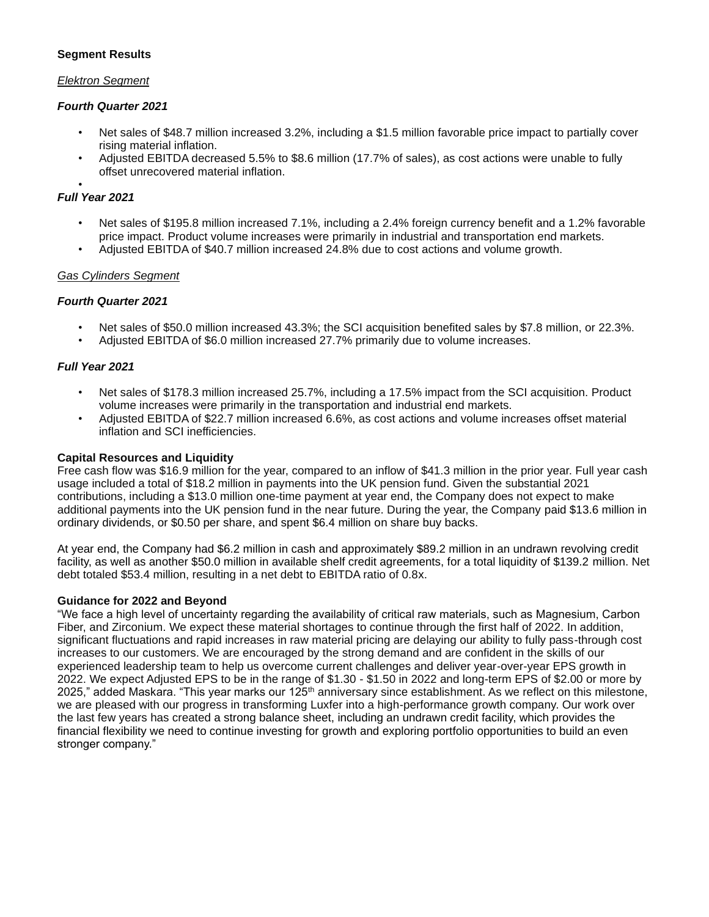**Segment Results**

*Elektron Segment*

***Fourth Quarter 2021***

- Net sales of $48.7 million increased 3.2%, including a $1.5 million favorable price impact to partially cover rising material inflation.
- Adjusted EBITDA decreased 5.5% to $8.6 million (17.7% of sales), as cost actions were unable to fully offset unrecovered material inflation.
- 

***Full Year 2021***

- Net sales of $195.8 million increased 7.1%, including a 2.4% foreign currency benefit and a 1.2% favorable price impact. Product volume increases were primarily in industrial and transportation end markets.
- Adjusted EBITDA of $40.7 million increased 24.8% due to cost actions and volume growth.

*Gas Cylinders Segment*

***Fourth Quarter 2021***

- Net sales of $50.0 million increased 43.3%; the SCI acquisition benefited sales by $7.8 million, or 22.3%.
- Adjusted EBITDA of $6.0 million increased 27.7% primarily due to volume increases.

***Full Year 2021***

- Net sales of $178.3 million increased 25.7%, including a 17.5% impact from the SCI acquisition. Product volume increases were primarily in the transportation and industrial end markets.
- Adjusted EBITDA of $22.7 million increased 6.6%, as cost actions and volume increases offset material inflation and SCI inefficiencies.

**Capital Resources and Liquidity**

Free cash flow was $16.9 million for the year, compared to an inflow of $41.3 million in the prior year. Full year cash usage included a total of $18.2 million in payments into the UK pension fund. Given the substantial 2021 contributions, including a $13.0 million one-time payment at year end, the Company does not expect to make additional payments into the UK pension fund in the near future. During the year, the Company paid $13.6 million in ordinary dividends, or $0.50 per share, and spent $6.4 million on share buy backs.

At year end, the Company had $6.2 million in cash and approximately $89.2 million in an undrawn revolving credit facility, as well as another $50.0 million in available shelf credit agreements, for a total liquidity of $139.2 million. Net debt totaled $53.4 million, resulting in a net debt to EBITDA ratio of 0.8x.

**Guidance for 2022 and Beyond**

"We face a high level of uncertainty regarding the availability of critical raw materials, such as Magnesium, Carbon Fiber, and Zirconium. We expect these material shortages to continue through the first half of 2022. In addition, significant fluctuations and rapid increases in raw material pricing are delaying our ability to fully pass-through cost increases to our customers. We are encouraged by the strong demand and are confident in the skills of our experienced leadership team to help us overcome current challenges and deliver year-over-year EPS growth in 2022. We expect Adjusted EPS to be in the range of $1.30 - $1.50 in 2022 and long-term EPS of $2.00 or more by 2025," added Maskara. "This year marks our 125th anniversary since establishment. As we reflect on this milestone, we are pleased with our progress in transforming Luxfer into a high-performance growth company. Our work over the last few years has created a strong balance sheet, including an undrawn credit facility, which provides the financial flexibility we need to continue investing for growth and exploring portfolio opportunities to build an even stronger company."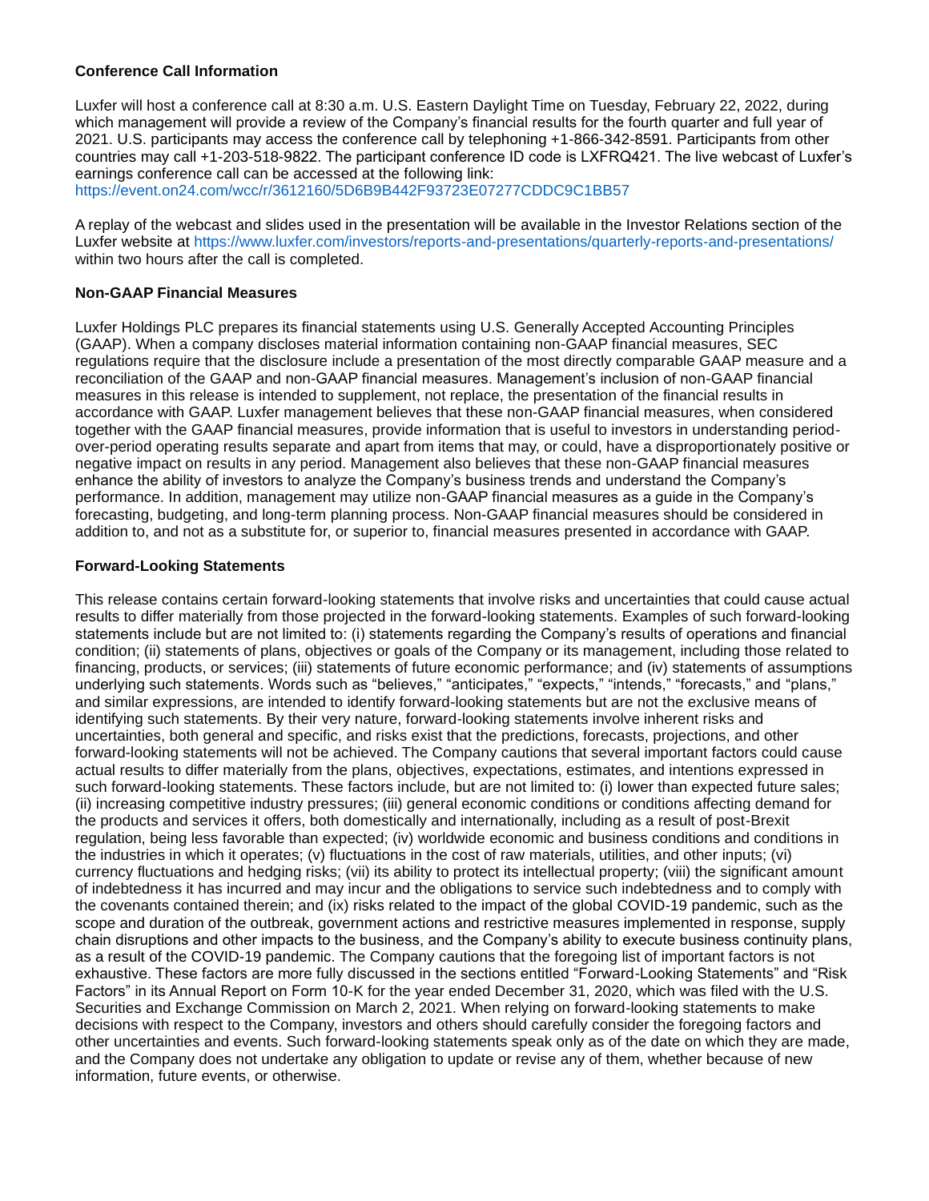**Conference Call Information**

Luxfer will host a conference call at 8:30 a.m. U.S. Eastern Daylight Time on Tuesday, February 22, 2022, during which management will provide a review of the Company's financial results for the fourth quarter and full year of 2021. U.S. participants may access the conference call by telephoning +1-866-342-8591. Participants from other countries may call +1-203-518-9822. The participant conference ID code is LXFRQ421. The live webcast of Luxfer's earnings conference call can be accessed at the following link:
https://event.on24.com/wcc/r/3612160/5D6B9B442F93723E07277CDDC9C1BB57

A replay of the webcast and slides used in the presentation will be available in the Investor Relations section of the Luxfer website at https://www.luxfer.com/investors/reports-and-presentations/quarterly-reports-and-presentations/ within two hours after the call is completed.

**Non-GAAP Financial Measures**

Luxfer Holdings PLC prepares its financial statements using U.S. Generally Accepted Accounting Principles (GAAP). When a company discloses material information containing non-GAAP financial measures, SEC regulations require that the disclosure include a presentation of the most directly comparable GAAP measure and a reconciliation of the GAAP and non-GAAP financial measures. Management's inclusion of non-GAAP financial measures in this release is intended to supplement, not replace, the presentation of the financial results in accordance with GAAP. Luxfer management believes that these non-GAAP financial measures, when considered together with the GAAP financial measures, provide information that is useful to investors in understanding period-over-period operating results separate and apart from items that may, or could, have a disproportionately positive or negative impact on results in any period. Management also believes that these non-GAAP financial measures enhance the ability of investors to analyze the Company's business trends and understand the Company's performance. In addition, management may utilize non-GAAP financial measures as a guide in the Company's forecasting, budgeting, and long-term planning process. Non-GAAP financial measures should be considered in addition to, and not as a substitute for, or superior to, financial measures presented in accordance with GAAP.

**Forward-Looking Statements**

This release contains certain forward-looking statements that involve risks and uncertainties that could cause actual results to differ materially from those projected in the forward-looking statements. Examples of such forward-looking statements include but are not limited to: (i) statements regarding the Company's results of operations and financial condition; (ii) statements of plans, objectives or goals of the Company or its management, including those related to financing, products, or services; (iii) statements of future economic performance; and (iv) statements of assumptions underlying such statements. Words such as "believes," "anticipates," "expects," "intends," "forecasts," and "plans," and similar expressions, are intended to identify forward-looking statements but are not the exclusive means of identifying such statements. By their very nature, forward-looking statements involve inherent risks and uncertainties, both general and specific, and risks exist that the predictions, forecasts, projections, and other forward-looking statements will not be achieved. The Company cautions that several important factors could cause actual results to differ materially from the plans, objectives, expectations, estimates, and intentions expressed in such forward-looking statements. These factors include, but are not limited to: (i) lower than expected future sales; (ii) increasing competitive industry pressures; (iii) general economic conditions or conditions affecting demand for the products and services it offers, both domestically and internationally, including as a result of post-Brexit regulation, being less favorable than expected; (iv) worldwide economic and business conditions and conditions in the industries in which it operates; (v) fluctuations in the cost of raw materials, utilities, and other inputs; (vi) currency fluctuations and hedging risks; (vii) its ability to protect its intellectual property; (viii) the significant amount of indebtedness it has incurred and may incur and the obligations to service such indebtedness and to comply with the covenants contained therein; and (ix) risks related to the impact of the global COVID-19 pandemic, such as the scope and duration of the outbreak, government actions and restrictive measures implemented in response, supply chain disruptions and other impacts to the business, and the Company's ability to execute business continuity plans, as a result of the COVID-19 pandemic. The Company cautions that the foregoing list of important factors is not exhaustive. These factors are more fully discussed in the sections entitled "Forward-Looking Statements" and "Risk Factors" in its Annual Report on Form 10-K for the year ended December 31, 2020, which was filed with the U.S. Securities and Exchange Commission on March 2, 2021. When relying on forward-looking statements to make decisions with respect to the Company, investors and others should carefully consider the foregoing factors and other uncertainties and events. Such forward-looking statements speak only as of the date on which they are made, and the Company does not undertake any obligation to update or revise any of them, whether because of new information, future events, or otherwise.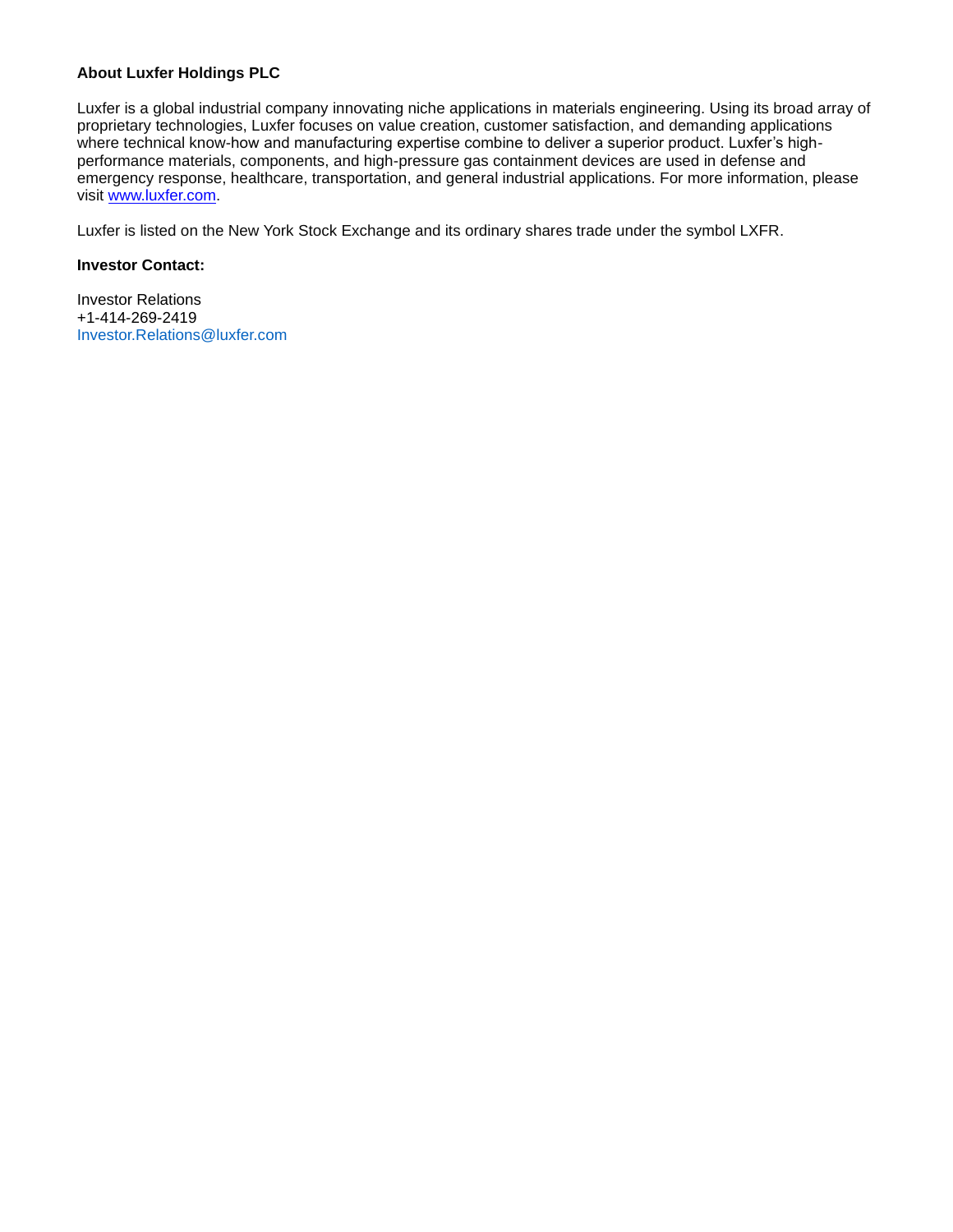**About Luxfer Holdings PLC**

Luxfer is a global industrial company innovating niche applications in materials engineering. Using its broad array of proprietary technologies, Luxfer focuses on value creation, customer satisfaction, and demanding applications where technical know-how and manufacturing expertise combine to deliver a superior product. Luxfer's high-performance materials, components, and high-pressure gas containment devices are used in defense and emergency response, healthcare, transportation, and general industrial applications. For more information, please visit [www.luxfer.com](http://www.luxfer.com).

Luxfer is listed on the New York Stock Exchange and its ordinary shares trade under the symbol LXFR.

**Investor Contact:**

Investor Relations
+1-414-269-2419
Investor.Relations@luxfer.com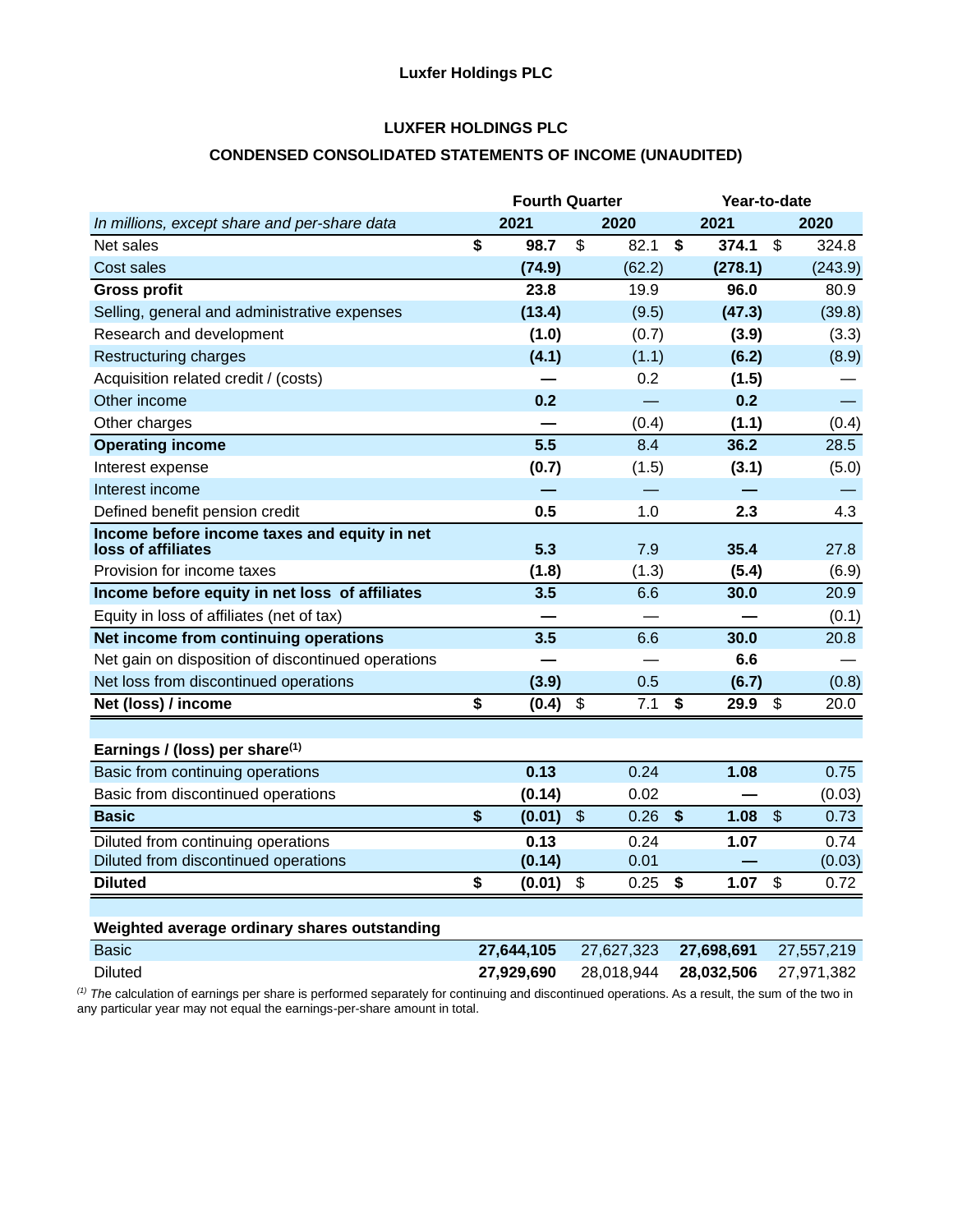**Luxfer Holdings PLC**

**LUXFER HOLDINGS PLC**

**CONDENSED CONSOLIDATED STATEMENTS OF INCOME (UNAUDITED)**

| | Fourth Quarter | | Year-to-date | |
|---|---|---|---|---|
| *In millions, except share and per-share data* | **2021** | **2020** | **2021** | **2020** |
| Net sales | **$ 98.7** | $ 82.1 | **$ 374.1** | $ 324.8 |
| Cost sales | **(74.9)** | (62.2) | **(278.1)** | (243.9) |
| **Gross profit** | **23.8** | 19.9 | **96.0** | 80.9 |
| Selling, general and administrative expenses | **(13.4)** | (9.5) | **(47.3)** | (39.8) |
| Research and development | **(1.0)** | (0.7) | **(3.9)** | (3.3) |
| Restructuring charges | **(4.1)** | (1.1) | **(6.2)** | (8.9) |
| Acquisition related credit / (costs) | **—** | 0.2 | **(1.5)** | — |
| Other income | **0.2** | — | **0.2** | — |
| Other charges | **—** | (0.4) | **(1.1)** | (0.4) |
| **Operating income** | **5.5** | 8.4 | **36.2** | 28.5 |
| Interest expense | **(0.7)** | (1.5) | **(3.1)** | (5.0) |
| Interest income | **—** | — | **—** | — |
| Defined benefit pension credit | **0.5** | 1.0 | **2.3** | 4.3 |
| **Income before income taxes and equity in net loss of affiliates** | **5.3** | 7.9 | **35.4** | 27.8 |
| Provision for income taxes | **(1.8)** | (1.3) | **(5.4)** | (6.9) |
| **Income before equity in net loss of affiliates** | **3.5** | 6.6 | **30.0** | 20.9 |
| Equity in loss of affiliates (net of tax) | **—** | — | **—** | (0.1) |
| **Net income from continuing operations** | **3.5** | 6.6 | **30.0** | 20.8 |
| Net gain on disposition of discontinued operations | **—** | — | **6.6** | — |
| Net loss from discontinued operations | **(3.9)** | 0.5 | **(6.7)** | (0.8) |
| **Net (loss) / income** | **$ (0.4)** | $ 7.1 | **$ 29.9** | $ 20.0 |
| | | | | |
| **Earnings / (loss) per share[(1)]** | | | | |
| Basic from continuing operations | **0.13** | 0.24 | **1.08** | 0.75 |
| Basic from discontinued operations | **(0.14)** | 0.02 | **—** | (0.03) |
| **Basic** | **$ (0.01)** | $ 0.26 | **$ 1.08** | $ 0.73 |
| Diluted from continuing operations | **0.13** | 0.24 | **1.07** | 0.74 |
| Diluted from discontinued operations | **(0.14)** | 0.01 | **—** | (0.03) |
| **Diluted** | **$ (0.01)** | $ 0.25 | **$ 1.07** | $ 0.72 |
| | | | | |
| **Weighted average ordinary shares outstanding** | | | | |
| Basic | **27,644,105** | 27,627,323 | **27,698,691** | 27,557,219 |
| Diluted | **27,929,690** | 28,018,944 | **28,032,506** | 27,971,382 |

[(1)] *Th*e calculation of earnings per share is performed separately for continuing and discontinued operations. As a result, the sum of the two in any particular year may not equal the earnings-per-share amount in total.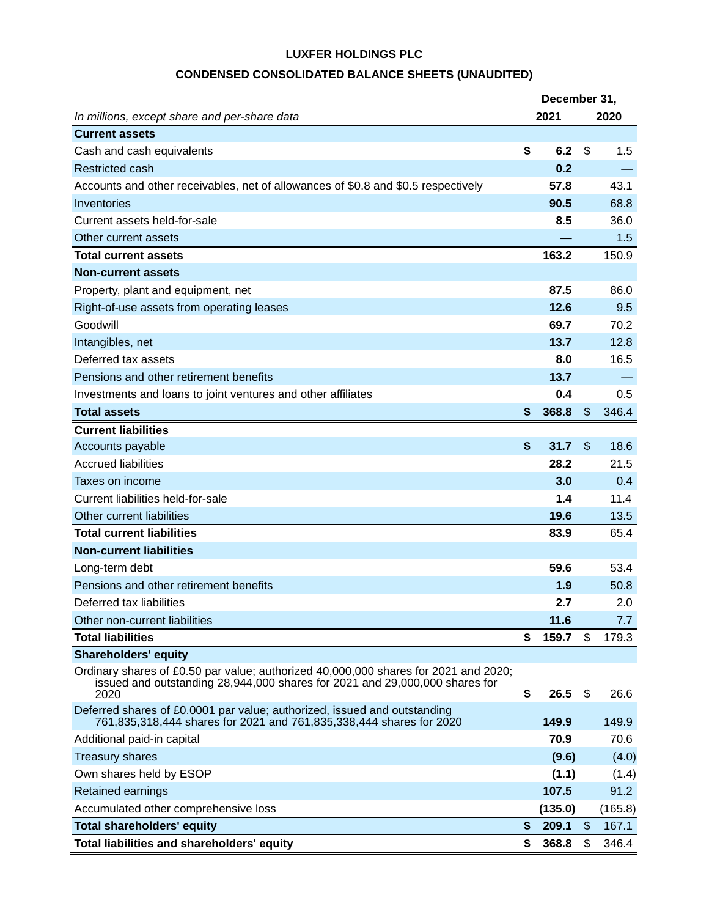**LUXFER HOLDINGS PLC**

**CONDENSED CONSOLIDATED BALANCE SHEETS (UNAUDITED)**

| *In millions, except share and per-share data* | December 31, 2021 | December 31, 2020 |
|---|---|---|
| **Current assets** | | |
| Cash and cash equivalents | **$ 6.2** | $ 1.5 |
| Restricted cash | **0.2** | — |
| Accounts and other receivables, net of allowances of $0.8 and $0.5 respectively | **57.8** | 43.1 |
| Inventories | **90.5** | 68.8 |
| Current assets held-for-sale | **8.5** | 36.0 |
| Other current assets | **—** | 1.5 |
| **Total current assets** | **163.2** | 150.9 |
| **Non-current assets** | | |
| Property, plant and equipment, net | **87.5** | 86.0 |
| Right-of-use assets from operating leases | **12.6** | 9.5 |
| Goodwill | **69.7** | 70.2 |
| Intangibles, net | **13.7** | 12.8 |
| Deferred tax assets | **8.0** | 16.5 |
| Pensions and other retirement benefits | **13.7** | — |
| Investments and loans to joint ventures and other affiliates | **0.4** | 0.5 |
| **Total assets** | **$ 368.8** | $ 346.4 |
| **Current liabilities** | | |
| Accounts payable | **$ 31.7** | $ 18.6 |
| Accrued liabilities | **28.2** | 21.5 |
| Taxes on income | **3.0** | 0.4 |
| Current liabilities held-for-sale | **1.4** | 11.4 |
| Other current liabilities | **19.6** | 13.5 |
| **Total current liabilities** | **83.9** | 65.4 |
| **Non-current liabilities** | | |
| Long-term debt | **59.6** | 53.4 |
| Pensions and other retirement benefits | **1.9** | 50.8 |
| Deferred tax liabilities | **2.7** | 2.0 |
| Other non-current liabilities | **11.6** | 7.7 |
| **Total liabilities** | **$ 159.7** | $ 179.3 |
| **Shareholders' equity** | | |
| Ordinary shares of £0.50 par value; authorized 40,000,000 shares for 2021 and 2020; issued and outstanding 28,944,000 shares for 2021 and 29,000,000 shares for 2020 | **$ 26.5** | $ 26.6 |
| Deferred shares of £0.0001 par value; authorized, issued and outstanding 761,835,318,444 shares for 2021 and 761,835,338,444 shares for 2020 | **149.9** | 149.9 |
| Additional paid-in capital | **70.9** | 70.6 |
| Treasury shares | **(9.6)** | (4.0) |
| Own shares held by ESOP | **(1.1)** | (1.4) |
| Retained earnings | **107.5** | 91.2 |
| Accumulated other comprehensive loss | **(135.0)** | (165.8) |
| **Total shareholders' equity** | **$ 209.1** | $ 167.1 |
| **Total liabilities and shareholders' equity** | **$ 368.8** | $ 346.4 |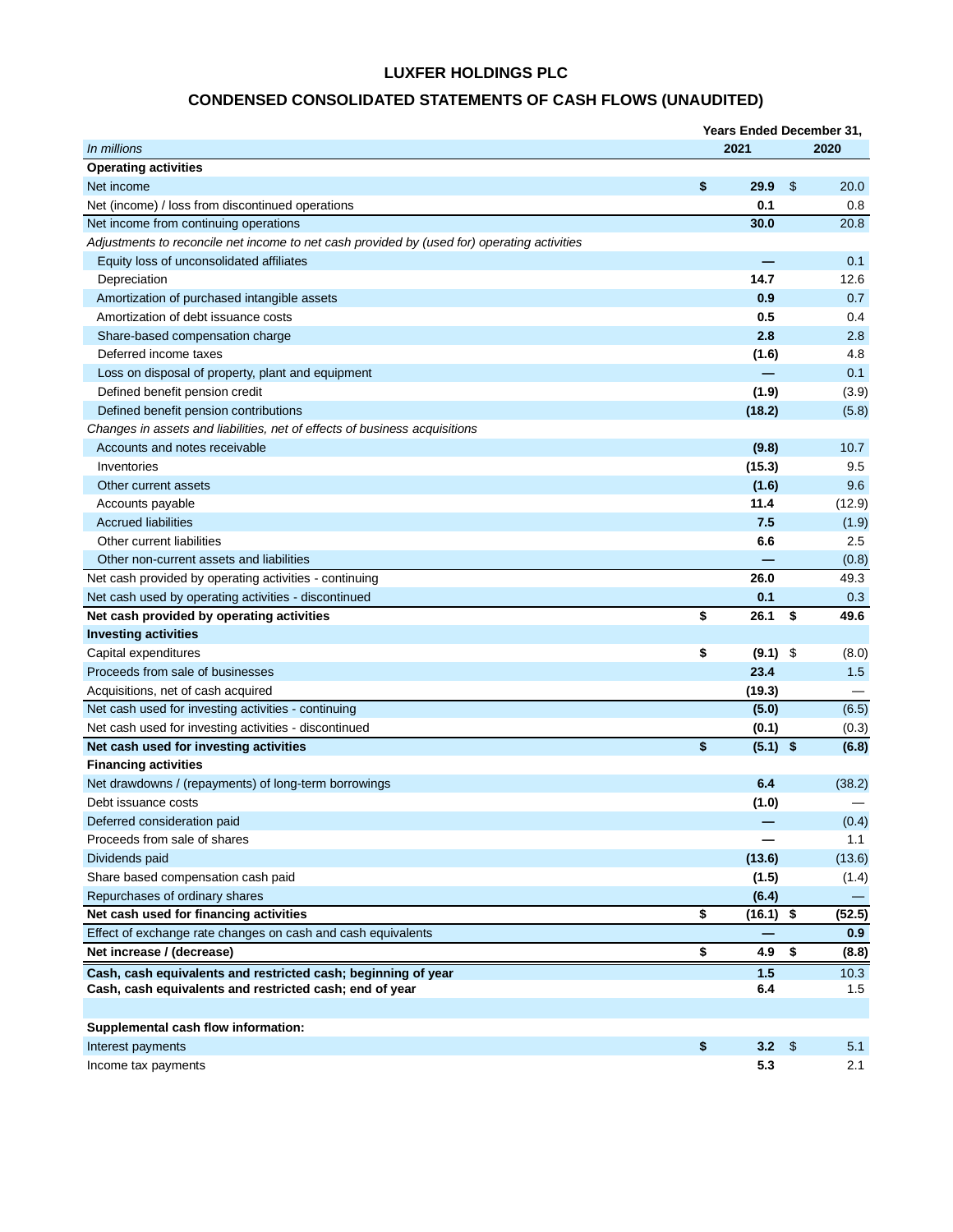# LUXFER HOLDINGS PLC

## CONDENSED CONSOLIDATED STATEMENTS OF CASH FLOWS (UNAUDITED)

| *In millions* | Years Ended December 31, 2021 | 2020 |
|---|---|---|
| **Operating activities** | | |
| Net income | **$ 29.9** | $ 20.0 |
| Net (income) / loss from discontinued operations | **0.1** | 0.8 |
| Net income from continuing operations | **30.0** | 20.8 |
| *Adjustments to reconcile net income to net cash provided by (used for) operating activities* | | |
| Equity loss of unconsolidated affiliates | **—** | 0.1 |
| Depreciation | **14.7** | 12.6 |
| Amortization of purchased intangible assets | **0.9** | 0.7 |
| Amortization of debt issuance costs | **0.5** | 0.4 |
| Share-based compensation charge | **2.8** | 2.8 |
| Deferred income taxes | **(1.6)** | 4.8 |
| Loss on disposal of property, plant and equipment | **—** | 0.1 |
| Defined benefit pension credit | **(1.9)** | (3.9) |
| Defined benefit pension contributions | **(18.2)** | (5.8) |
| *Changes in assets and liabilities, net of effects of business acquisitions* | | |
| Accounts and notes receivable | **(9.8)** | 10.7 |
| Inventories | **(15.3)** | 9.5 |
| Other current assets | **(1.6)** | 9.6 |
| Accounts payable | **11.4** | (12.9) |
| Accrued liabilities | **7.5** | (1.9) |
| Other current liabilities | **6.6** | 2.5 |
| Other non-current assets and liabilities | **—** | (0.8) |
| Net cash provided by operating activities - continuing | **26.0** | 49.3 |
| Net cash used by operating activities - discontinued | **0.1** | 0.3 |
| **Net cash provided by operating activities** | **$ 26.1** | **$ 49.6** |
| **Investing activities** | | |
| Capital expenditures | **$ (9.1)** | $ (8.0) |
| Proceeds from sale of businesses | **23.4** | 1.5 |
| Acquisitions, net of cash acquired | **(19.3)** | — |
| Net cash used for investing activities - continuing | **(5.0)** | (6.5) |
| Net cash used for investing activities - discontinued | **(0.1)** | (0.3) |
| **Net cash used for investing activities** | **$ (5.1)** | **$ (6.8)** |
| **Financing activities** | | |
| Net drawdowns / (repayments) of long-term borrowings | **6.4** | (38.2) |
| Debt issuance costs | **(1.0)** | — |
| Deferred consideration paid | **—** | (0.4) |
| Proceeds from sale of shares | **—** | 1.1 |
| Dividends paid | **(13.6)** | (13.6) |
| Share based compensation cash paid | **(1.5)** | (1.4) |
| Repurchases of ordinary shares | **(6.4)** | — |
| **Net cash used for financing activities** | **$ (16.1)** | **$ (52.5)** |
| Effect of exchange rate changes on cash and cash equivalents | **—** | **0.9** |
| **Net increase / (decrease)** | **$ 4.9** | **$ (8.8)** |
| **Cash, cash equivalents and restricted cash; beginning of year** | **1.5** | 10.3 |
| **Cash, cash equivalents and restricted cash; end of year** | **6.4** | 1.5 |
| | | |
| **Supplemental cash flow information:** | | |
| Interest payments | **$ 3.2** | $ 5.1 |
| Income tax payments | **5.3** | 2.1 |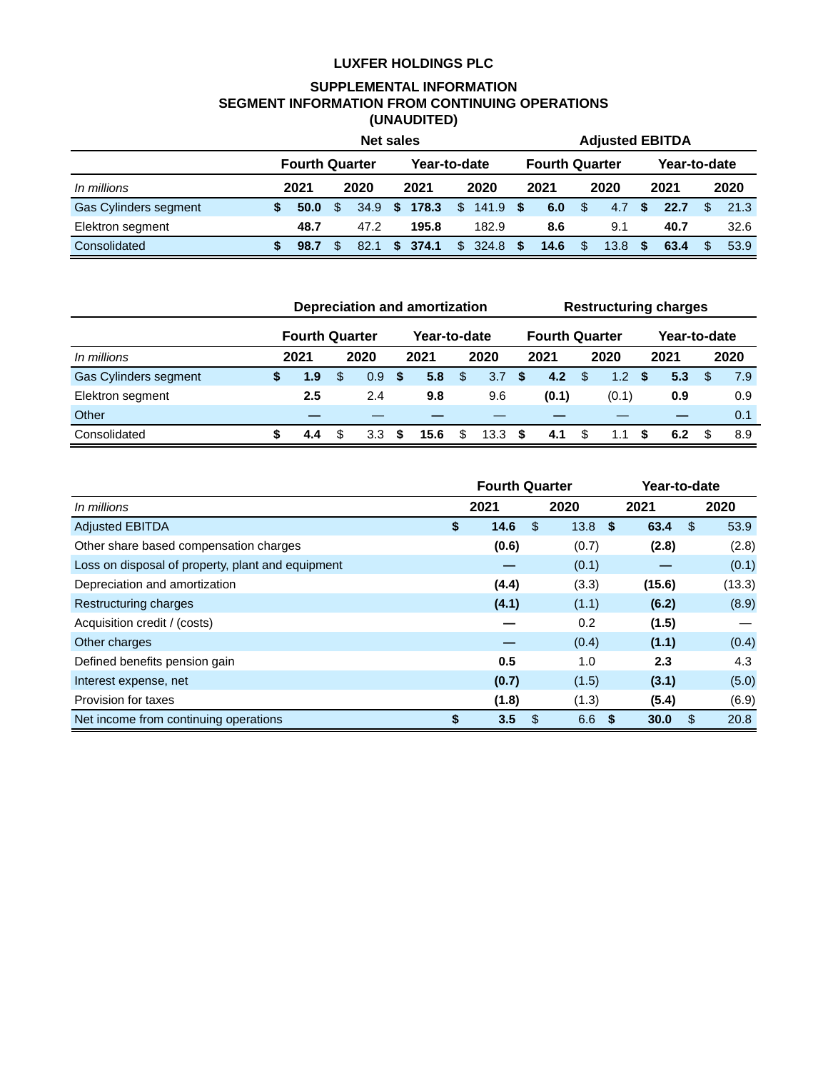**LUXFER HOLDINGS PLC**

**SUPPLEMENTAL INFORMATION**
**SEGMENT INFORMATION FROM CONTINUING OPERATIONS**
**(UNAUDITED)**

| | Net sales | | | | Adjusted EBITDA | | | |
|---|---|---|---|---|---|---|---|---|
| | Fourth Quarter | | Year-to-date | | Fourth Quarter | | Year-to-date | |
| *In millions* | 2021 | 2020 | 2021 | 2020 | 2021 | 2020 | 2021 | 2020 |
| Gas Cylinders segment | **$ 50.0** | $ 34.9 | **$ 178.3** | $ 141.9 | **$ 6.0** | $ 4.7 | **$ 22.7** | $ 21.3 |
| Elektron segment | **48.7** | 47.2 | **195.8** | 182.9 | **8.6** | 9.1 | **40.7** | 32.6 |
| Consolidated | **$ 98.7** | $ 82.1 | **$ 374.1** | $ 324.8 | **$ 14.6** | $ 13.8 | **$ 63.4** | $ 53.9 |

| | Depreciation and amortization | | | | Restructuring charges | | | |
|---|---|---|---|---|---|---|---|---|
| | Fourth Quarter | | Year-to-date | | Fourth Quarter | | Year-to-date | |
| *In millions* | 2021 | 2020 | 2021 | 2020 | 2021 | 2020 | 2021 | 2020 |
| Gas Cylinders segment | **$ 1.9** | $ 0.9 | **$ 5.8** | $ 3.7 | **$ 4.2** | $ 1.2 | **$ 5.3** | $ 7.9 |
| Elektron segment | **2.5** | 2.4 | **9.8** | 9.6 | **(0.1)** | (0.1) | **0.9** | 0.9 |
| Other | **—** | — | **—** | — | **—** | — | **—** | 0.1 |
| Consolidated | **$ 4.4** | $ 3.3 | **$ 15.6** | $ 13.3 | **$ 4.1** | $ 1.1 | **$ 6.2** | $ 8.9 |

| | Fourth Quarter | | Year-to-date | |
|---|---|---|---|---|
| *In millions* | 2021 | 2020 | 2021 | 2020 |
| Adjusted EBITDA | **$ 14.6** | $ 13.8 | **$ 63.4** | $ 53.9 |
| Other share based compensation charges | **(0.6)** | (0.7) | **(2.8)** | (2.8) |
| Loss on disposal of property, plant and equipment | **—** | (0.1) | **—** | (0.1) |
| Depreciation and amortization | **(4.4)** | (3.3) | **(15.6)** | (13.3) |
| Restructuring charges | **(4.1)** | (1.1) | **(6.2)** | (8.9) |
| Acquisition credit / (costs) | **—** | 0.2 | **(1.5)** | — |
| Other charges | **—** | (0.4) | **(1.1)** | (0.4) |
| Defined benefits pension gain | **0.5** | 1.0 | **2.3** | 4.3 |
| Interest expense, net | **(0.7)** | (1.5) | **(3.1)** | (5.0) |
| Provision for taxes | **(1.8)** | (1.3) | **(5.4)** | (6.9) |
| Net income from continuing operations | **$ 3.5** | $ 6.6 | **$ 30.0** | $ 20.8 |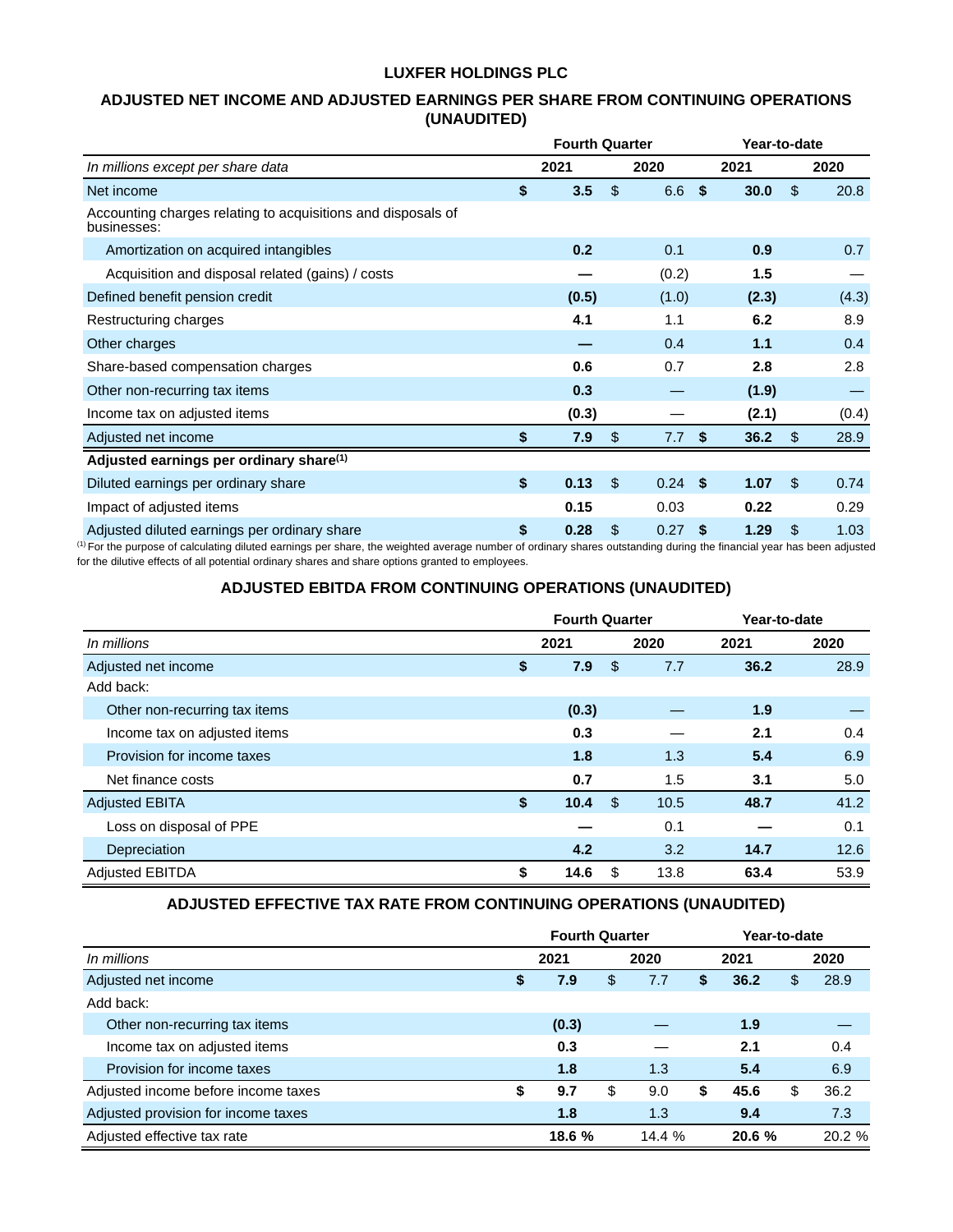## LUXFER HOLDINGS PLC

## ADJUSTED NET INCOME AND ADJUSTED EARNINGS PER SHARE FROM CONTINUING OPERATIONS (UNAUDITED)

| | Fourth Quarter | | Year-to-date | |
|---|---|---|---|---|
| *In millions except per share data* | **2021** | **2020** | **2021** | **2020** |
| Net income | **$ 3.5** | $ 6.6 | **$ 30.0** | $ 20.8 |
| Accounting charges relating to acquisitions and disposals of businesses: | | | | |
| Amortization on acquired intangibles | **0.2** | 0.1 | **0.9** | 0.7 |
| Acquisition and disposal related (gains) / costs | **—** | (0.2) | **1.5** | — |
| Defined benefit pension credit | **(0.5)** | (1.0) | **(2.3)** | (4.3) |
| Restructuring charges | **4.1** | 1.1 | **6.2** | 8.9 |
| Other charges | **—** | 0.4 | **1.1** | 0.4 |
| Share-based compensation charges | **0.6** | 0.7 | **2.8** | 2.8 |
| Other non-recurring tax items | **0.3** | — | **(1.9)** | — |
| Income tax on adjusted items | **(0.3)** | — | **(2.1)** | (0.4) |
| Adjusted net income | **$ 7.9** | $ 7.7 | **$ 36.2** | $ 28.9 |
| **Adjusted earnings per ordinary share[(1)]** | | | | |
| Diluted earnings per ordinary share | **$ 0.13** | $ 0.24 | **$ 1.07** | $ 0.74 |
| Impact of adjusted items | **0.15** | 0.03 | **0.22** | 0.29 |
| Adjusted diluted earnings per ordinary share | **$ 0.28** | $ 0.27 | **$ 1.29** | $ 1.03 |

[(1)] For the purpose of calculating diluted earnings per share, the weighted average number of ordinary shares outstanding during the financial year has been adjusted for the dilutive effects of all potential ordinary shares and share options granted to employees.

## ADJUSTED EBITDA FROM CONTINUING OPERATIONS (UNAUDITED)

| | Fourth Quarter | | Year-to-date | |
|---|---|---|---|---|
| *In millions* | **2021** | **2020** | **2021** | **2020** |
| Adjusted net income | **$ 7.9** | $ 7.7 | **36.2** | 28.9 |
| Add back: | | | | |
| Other non-recurring tax items | **(0.3)** | — | **1.9** | — |
| Income tax on adjusted items | **0.3** | — | **2.1** | 0.4 |
| Provision for income taxes | **1.8** | 1.3 | **5.4** | 6.9 |
| Net finance costs | **0.7** | 1.5 | **3.1** | 5.0 |
| Adjusted EBITA | **$ 10.4** | $ 10.5 | **48.7** | 41.2 |
| Loss on disposal of PPE | **—** | 0.1 | **—** | 0.1 |
| Depreciation | **4.2** | 3.2 | **14.7** | 12.6 |
| Adjusted EBITDA | **$ 14.6** | $ 13.8 | **63.4** | 53.9 |

## ADJUSTED EFFECTIVE TAX RATE FROM CONTINUING OPERATIONS (UNAUDITED)

| | Fourth Quarter | | Year-to-date | |
|---|---|---|---|---|
| *In millions* | **2021** | **2020** | **2021** | **2020** |
| Adjusted net income | **$ 7.9** | $ 7.7 | **$ 36.2** | $ 28.9 |
| Add back: | | | | |
| Other non-recurring tax items | **(0.3)** | — | **1.9** | — |
| Income tax on adjusted items | **0.3** | — | **2.1** | 0.4 |
| Provision for income taxes | **1.8** | 1.3 | **5.4** | 6.9 |
| Adjusted income before income taxes | **$ 9.7** | $ 9.0 | **$ 45.6** | $ 36.2 |
| Adjusted provision for income taxes | **1.8** | 1.3 | **9.4** | 7.3 |
| Adjusted effective tax rate | **18.6 %** | 14.4 % | **20.6 %** | 20.2 % |